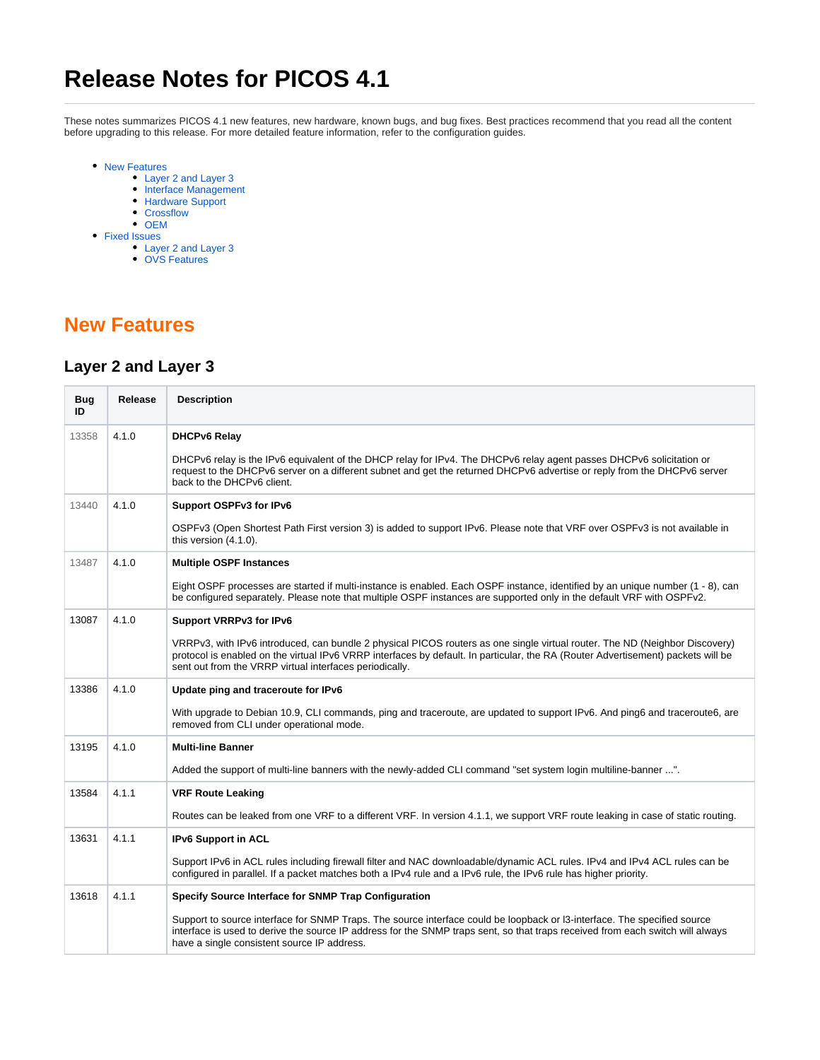# Release Notes for PICOS 4.1

These notes summarizes PICOS 4.1 new features, new hardware, known bugs, and bug fixes. Best practices recommend that you read all the content before upgrading to this release. For more detailed feature information, refer to the configuration guides.

- New Features
  - Layer 2 and Layer 3
  - Interface Management
  - Hardware Support
  - Crossflow
  - OEM
- Fixed Issues
  - Layer 2 and Layer 3
  - OVS Features

## New Features

### Layer 2 and Layer 3

| Bug ID | Release | Description |
|---|---|---|
| 13358 | 4.1.0 | **DHCPv6 Relay**<br><br>DHCPv6 relay is the IPv6 equivalent of the DHCP relay for IPv4. The DHCPv6 relay agent passes DHCPv6 solicitation or request to the DHCPv6 server on a different subnet and get the returned DHCPv6 advertise or reply from the DHCPv6 server back to the DHCPv6 client. |
| 13440 | 4.1.0 | **Support OSPFv3 for IPv6**<br><br>OSPFv3 (Open Shortest Path First version 3) is added to support IPv6. Please note that VRF over OSPFv3 is not available in this version (4.1.0). |
| 13487 | 4.1.0 | **Multiple OSPF Instances**<br><br>Eight OSPF processes are started if multi-instance is enabled. Each OSPF instance, identified by an unique number (1 - 8), can be configured separately. Please note that multiple OSPF instances are supported only in the default VRF with OSPFv2. |
| 13087 | 4.1.0 | **Support VRRPv3 for IPv6**<br><br>VRRPv3, with IPv6 introduced, can bundle 2 physical PICOS routers as one single virtual router. The ND (Neighbor Discovery) protocol is enabled on the virtual IPv6 VRRP interfaces by default. In particular, the RA (Router Advertisement) packets will be sent out from the VRRP virtual interfaces periodically. |
| 13386 | 4.1.0 | **Update ping and traceroute for IPv6**<br><br>With upgrade to Debian 10.9, CLI commands, ping and traceroute, are updated to support IPv6. And ping6 and traceroute6, are removed from CLI under operational mode. |
| 13195 | 4.1.0 | **Multi-line Banner**<br><br>Added the support of multi-line banners with the newly-added CLI command "set system login multiline-banner ...". |
| 13584 | 4.1.1 | **VRF Route Leaking**<br><br>Routes can be leaked from one VRF to a different VRF. In version 4.1.1, we support VRF route leaking in case of static routing. |
| 13631 | 4.1.1 | **IPv6 Support in ACL**<br><br>Support IPv6 in ACL rules including firewall filter and NAC downloadable/dynamic ACL rules. IPv4 and IPv4 ACL rules can be configured in parallel. If a packet matches both a IPv4 rule and a IPv6 rule, the IPv6 rule has higher priority. |
| 13618 | 4.1.1 | **Specify Source Interface for SNMP Trap Configuration**<br><br>Support to source interface for SNMP Traps. The source interface could be loopback or l3-interface. The specified source interface is used to derive the source IP address for the SNMP traps sent, so that traps received from each switch will always have a single consistent source IP address. |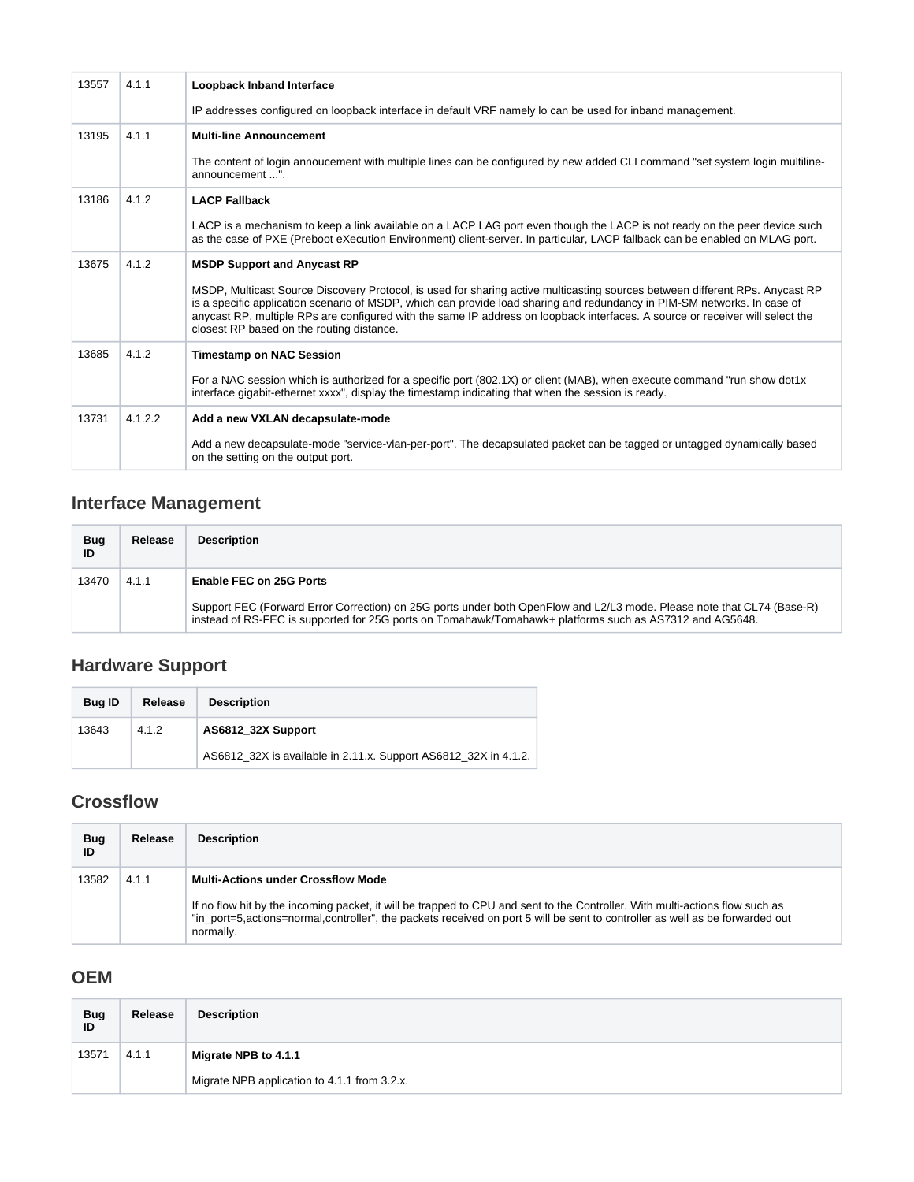| | | |
|---|---|---|
| 13557 | 4.1.1 | **Loopback Inband Interface**<br><br>IP addresses configured on loopback interface in default VRF namely lo can be used for inband management. |
| 13195 | 4.1.1 | **Multi-line Announcement**<br><br>The content of login annoucement with multiple lines can be configured by new added CLI command "set system login multiline-announcement ...". |
| 13186 | 4.1.2 | **LACP Fallback**<br><br>LACP is a mechanism to keep a link available on a LACP LAG port even though the LACP is not ready on the peer device such as the case of PXE (Preboot eXecution Environment) client-server. In particular, LACP fallback can be enabled on MLAG port. |
| 13675 | 4.1.2 | **MSDP Support and Anycast RP**<br><br>MSDP, Multicast Source Discovery Protocol, is used for sharing active multicasting sources between different RPs. Anycast RP is a specific application scenario of MSDP, which can provide load sharing and redundancy in PIM-SM networks. In case of anycast RP, multiple RPs are configured with the same IP address on loopback interfaces. A source or receiver will select the closest RP based on the routing distance. |
| 13685 | 4.1.2 | **Timestamp on NAC Session**<br><br>For a NAC session which is authorized for a specific port (802.1X) or client (MAB), when execute command "run show dot1x interface gigabit-ethernet xxxx", display the timestamp indicating that when the session is ready. |
| 13731 | 4.1.2.2 | **Add a new VXLAN decapsulate-mode**<br><br>Add a new decapsulate-mode "service-vlan-per-port". The decapsulated packet can be tagged or untagged dynamically based on the setting on the output port. |

## Interface Management

| Bug ID | Release | Description |
|---|---|---|
| 13470 | 4.1.1 | **Enable FEC on 25G Ports**<br><br>Support FEC (Forward Error Correction) on 25G ports under both OpenFlow and L2/L3 mode. Please note that CL74 (Base-R) instead of RS-FEC is supported for 25G ports on Tomahawk/Tomahawk+ platforms such as AS7312 and AG5648. |

## Hardware Support

| Bug ID | Release | Description |
|---|---|---|
| 13643 | 4.1.2 | **AS6812_32X Support**<br><br>AS6812_32X is available in 2.11.x. Support AS6812_32X in 4.1.2. |

## Crossflow

| Bug ID | Release | Description |
|---|---|---|
| 13582 | 4.1.1 | **Multi-Actions under Crossflow Mode**<br><br>If no flow hit by the incoming packet, it will be trapped to CPU and sent to the Controller. With multi-actions flow such as "in_port=5,actions=normal,controller", the packets received on port 5 will be sent to controller as well as be forwarded out normally. |

## OEM

| Bug ID | Release | Description |
|---|---|---|
| 13571 | 4.1.1 | **Migrate NPB to 4.1.1**<br><br>Migrate NPB application to 4.1.1 from 3.2.x. |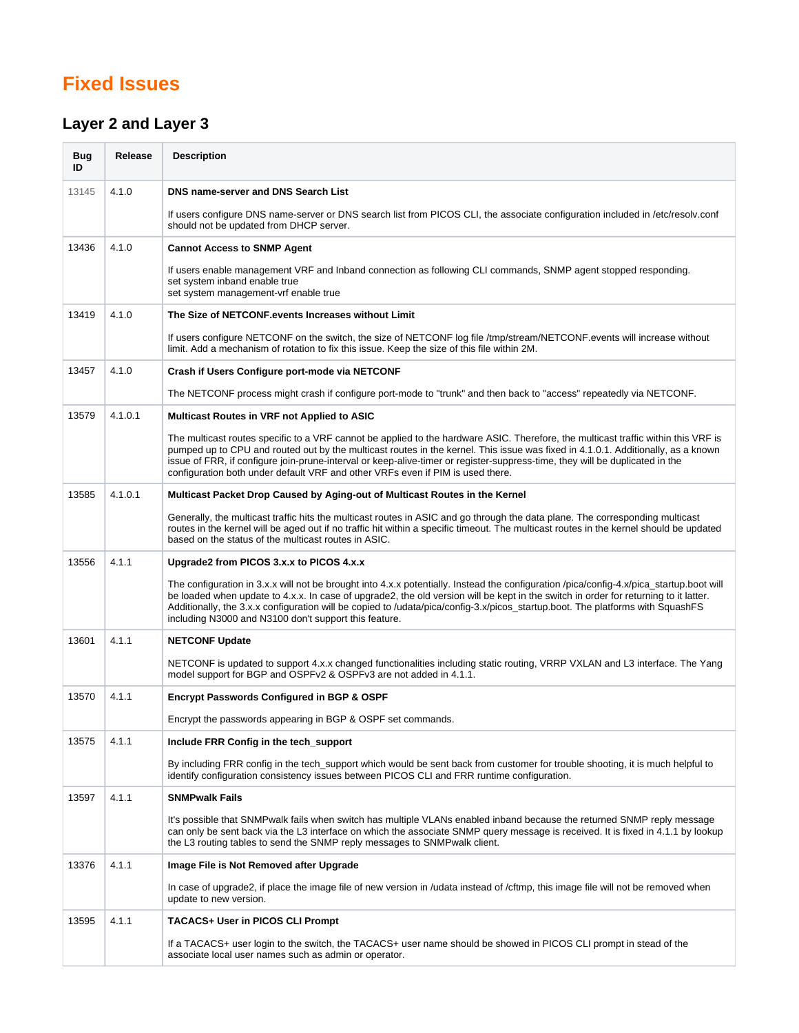# Fixed Issues

## Layer 2 and Layer 3

| Bug ID | Release | Description |
|---|---|---|
| 13145 | 4.1.0 | **DNS name-server and DNS Search List**<br><br>If users configure DNS name-server or DNS search list from PICOS CLI, the associate configuration included in /etc/resolv.conf should not be updated from DHCP server. |
| 13436 | 4.1.0 | **Cannot Access to SNMP Agent**<br><br>If users enable management VRF and Inband connection as following CLI commands, SNMP agent stopped responding.<br>set system inband enable true<br>set system management-vrf enable true |
| 13419 | 4.1.0 | **The Size of NETCONF.events Increases without Limit**<br><br>If users configure NETCONF on the switch, the size of NETCONF log file /tmp/stream/NETCONF.events will increase without limit. Add a mechanism of rotation to fix this issue. Keep the size of this file within 2M. |
| 13457 | 4.1.0 | **Crash if Users Configure port-mode via NETCONF**<br><br>The NETCONF process might crash if configure port-mode to "trunk" and then back to "access" repeatedly via NETCONF. |
| 13579 | 4.1.0.1 | **Multicast Routes in VRF not Applied to ASIC**<br><br>The multicast routes specific to a VRF cannot be applied to the hardware ASIC. Therefore, the multicast traffic within this VRF is pumped up to CPU and routed out by the multicast routes in the kernel. This issue was fixed in 4.1.0.1. Additionally, as a known issue of FRR, if configure join-prune-interval or keep-alive-timer or register-suppress-time, they will be duplicated in the configuration both under default VRF and other VRFs even if PIM is used there. |
| 13585 | 4.1.0.1 | **Multicast Packet Drop Caused by Aging-out of Multicast Routes in the Kernel**<br><br>Generally, the multicast traffic hits the multicast routes in ASIC and go through the data plane. The corresponding multicast routes in the kernel will be aged out if no traffic hit within a specific timeout. The multicast routes in the kernel should be updated based on the status of the multicast routes in ASIC. |
| 13556 | 4.1.1 | **Upgrade2 from PICOS 3.x.x to PICOS 4.x.x**<br><br>The configuration in 3.x.x will not be brought into 4.x.x potentially. Instead the configuration /pica/config-4.x/pica_startup.boot will be loaded when update to 4.x.x. In case of upgrade2, the old version will be kept in the switch in order for returning to it latter. Additionally, the 3.x.x configuration will be copied to /udata/pica/config-3.x/picos_startup.boot. The platforms with SquashFS including N3000 and N3100 don't support this feature. |
| 13601 | 4.1.1 | **NETCONF Update**<br><br>NETCONF is updated to support 4.x.x changed functionalities including static routing, VRRP VXLAN and L3 interface. The Yang model support for BGP and OSPFv2 & OSPFv3 are not added in 4.1.1. |
| 13570 | 4.1.1 | **Encrypt Passwords Configured in BGP & OSPF**<br><br>Encrypt the passwords appearing in BGP & OSPF set commands. |
| 13575 | 4.1.1 | **Include FRR Config in the tech_support**<br><br>By including FRR config in the tech_support which would be sent back from customer for trouble shooting, it is much helpful to identify configuration consistency issues between PICOS CLI and FRR runtime configuration. |
| 13597 | 4.1.1 | **SNMPwalk Fails**<br><br>It's possible that SNMPwalk fails when switch has multiple VLANs enabled inband because the returned SNMP reply message can only be sent back via the L3 interface on which the associate SNMP query message is received. It is fixed in 4.1.1 by lookup the L3 routing tables to send the SNMP reply messages to SNMPwalk client. |
| 13376 | 4.1.1 | **Image File is Not Removed after Upgrade**<br><br>In case of upgrade2, if place the image file of new version in /udata instead of /cftmp, this image file will not be removed when update to new version. |
| 13595 | 4.1.1 | **TACACS+ User in PICOS CLI Prompt**<br><br>If a TACACS+ user login to the switch, the TACACS+ user name should be showed in PICOS CLI prompt in stead of the associate local user names such as admin or operator. |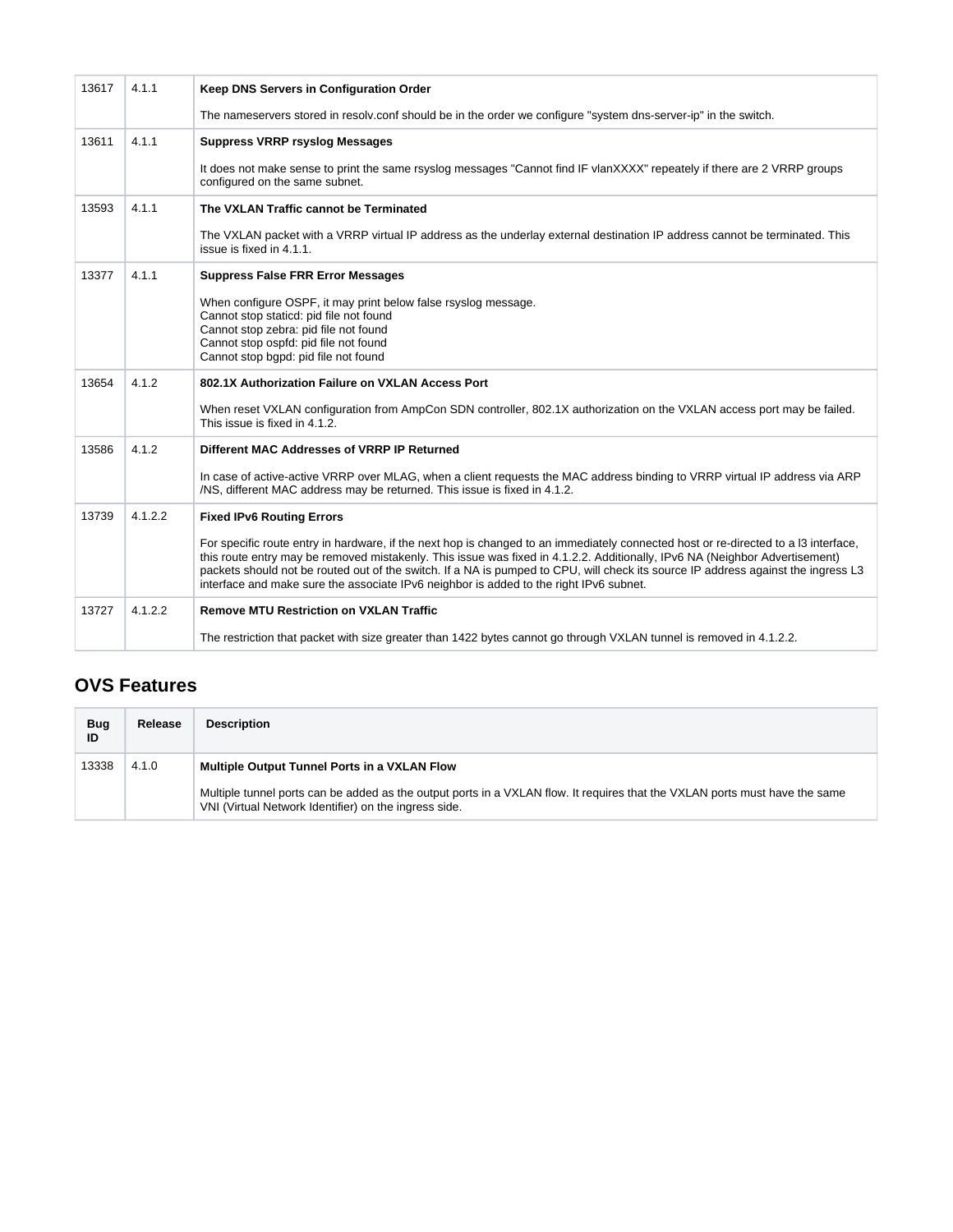| | | |
|---|---|---|
| 13617 | 4.1.1 | **Keep DNS Servers in Configuration Order**<br><br>The nameservers stored in resolv.conf should be in the order we configure "system dns-server-ip" in the switch. |
| 13611 | 4.1.1 | **Suppress VRRP rsyslog Messages**<br><br>It does not make sense to print the same rsyslog messages "Cannot find IF vlanXXXX" repeately if there are 2 VRRP groups configured on the same subnet. |
| 13593 | 4.1.1 | **The VXLAN Traffic cannot be Terminated**<br><br>The VXLAN packet with a VRRP virtual IP address as the underlay external destination IP address cannot be terminated. This issue is fixed in 4.1.1. |
| 13377 | 4.1.1 | **Suppress False FRR Error Messages**<br><br>When configure OSPF, it may print below false rsyslog message.<br>Cannot stop staticd: pid file not found<br>Cannot stop zebra: pid file not found<br>Cannot stop ospfd: pid file not found<br>Cannot stop bgpd: pid file not found |
| 13654 | 4.1.2 | **802.1X Authorization Failure on VXLAN Access Port**<br><br>When reset VXLAN configuration from AmpCon SDN controller, 802.1X authorization on the VXLAN access port may be failed. This issue is fixed in 4.1.2. |
| 13586 | 4.1.2 | **Different MAC Addresses of VRRP IP Returned**<br><br>In case of active-active VRRP over MLAG, when a client requests the MAC address binding to VRRP virtual IP address via ARP /NS, different MAC address may be returned. This issue is fixed in 4.1.2. |
| 13739 | 4.1.2.2 | **Fixed IPv6 Routing Errors**<br><br>For specific route entry in hardware, if the next hop is changed to an immediately connected host or re-directed to a l3 interface, this route entry may be removed mistakenly. This issue was fixed in 4.1.2.2. Additionally, IPv6 NA (Neighbor Advertisement) packets should not be routed out of the switch. If a NA is pumped to CPU, will check its source IP address against the ingress L3 interface and make sure the associate IPv6 neighbor is added to the right IPv6 subnet. |
| 13727 | 4.1.2.2 | **Remove MTU Restriction on VXLAN Traffic**<br><br>The restriction that packet with size greater than 1422 bytes cannot go through VXLAN tunnel is removed in 4.1.2.2. |

## OVS Features

| Bug ID | Release | Description |
|---|---|---|
| 13338 | 4.1.0 | **Multiple Output Tunnel Ports in a VXLAN Flow**<br><br>Multiple tunnel ports can be added as the output ports in a VXLAN flow. It requires that the VXLAN ports must have the same VNI (Virtual Network Identifier) on the ingress side. |